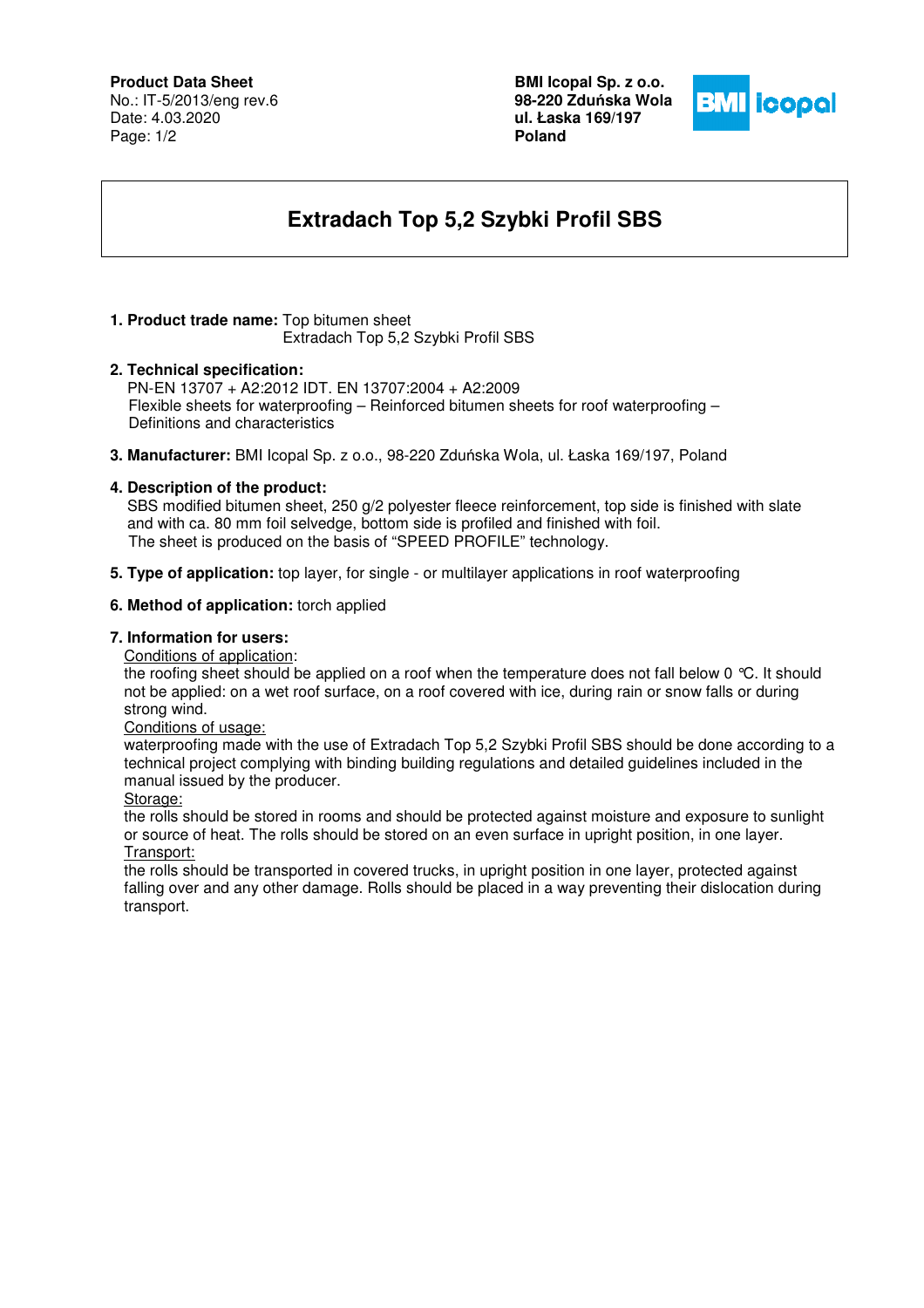**Product Data Sheet**
No.: IT-5/2013/eng rev.6
Date: 4.03.2020

**BMI Icopal Sp. z o.o.**
**98-220 Zduńska Wola**
**ul. Łaska 169/197**
**Poland**

# Extradach Top 5,2 Szybki Profil SBS

1. **Product trade name:** Top bitumen sheet
   Extradach Top 5,2 Szybki Profil SBS

2. **Technical specification:**
   PN-EN 13707 + A2:2012 IDT. EN 13707:2004 + A2:2009
   Flexible sheets for waterproofing – Reinforced bitumen sheets for roof waterproofing – Definitions and characteristics

3. **Manufacturer:** BMI Icopal Sp. z o.o., 98-220 Zduńska Wola, ul. Łaska 169/197, Poland

4. **Description of the product:**
   SBS modified bitumen sheet, 250 g/2 polyester fleece reinforcement, top side is finished with slate and with ca. 80 mm foil selvedge, bottom side is profiled and finished with foil.
   The sheet is produced on the basis of "SPEED PROFILE" technology.

5. **Type of application:** top layer, for single - or multilayer applications in roof waterproofing

6. **Method of application:** torch applied

7. **Information for users:**

   Conditions of application:
   the roofing sheet should be applied on a roof when the temperature does not fall below 0 °C. It should not be applied: on a wet roof surface, on a roof covered with ice, during rain or snow falls or during strong wind.

   Conditions of usage:
   waterproofing made with the use of Extradach Top 5,2 Szybki Profil SBS should be done according to a technical project complying with binding building regulations and detailed guidelines included in the manual issued by the producer.

   Storage:
   the rolls should be stored in rooms and should be protected against moisture and exposure to sunlight or source of heat. The rolls should be stored on an even surface in upright position, in one layer.

   Transport:
   the rolls should be transported in covered trucks, in upright position in one layer, protected against falling over and any other damage. Rolls should be placed in a way preventing their dislocation during transport.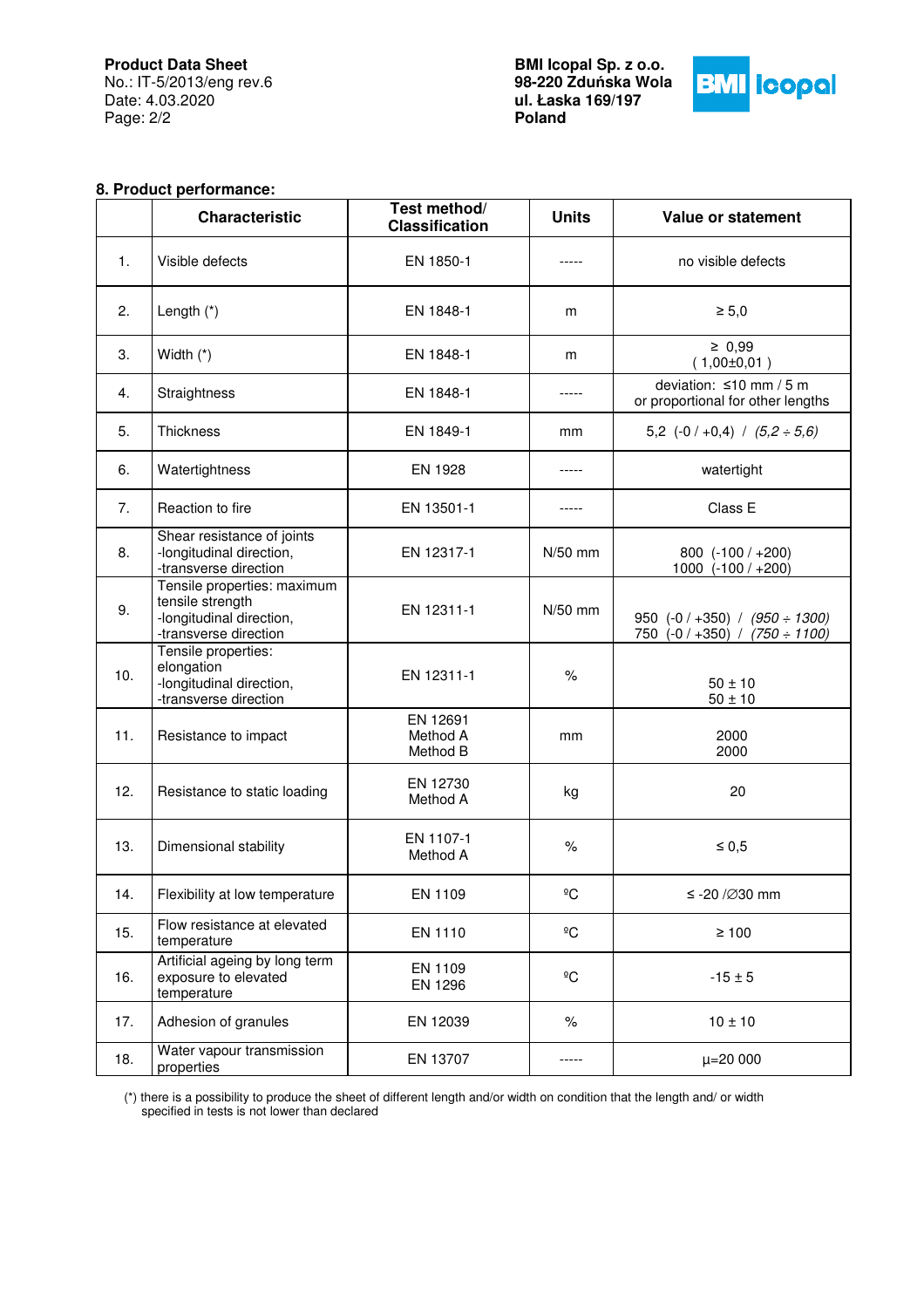**Product Data Sheet**
No.: IT-5/2013/eng rev.6
Date: 4.03.2020
Page: 2/2

**BMI Icopal Sp. z o.o.**
**98-220 Zduńska Wola**
**ul. Łaska 169/197**
**Poland**

## 8. Product performance:

| | Characteristic | Test method/ Classification | Units | Value or statement |
|---|---|---|---|---|
| 1. | Visible defects | EN 1850-1 | ----- | no visible defects |
| 2. | Length (*) | EN 1848-1 | m | ≥ 5,0 |
| 3. | Width (*) | EN 1848-1 | m | ≥ 0,99<br>( 1,00±0,01 ) |
| 4. | Straightness | EN 1848-1 | ----- | deviation: ≤10 mm / 5 m<br>or proportional for other lengths |
| 5. | Thickness | EN 1849-1 | mm | 5,2 (-0 / +0,4) / *(5,2 ÷ 5,6)* |
| 6. | Watertightness | EN 1928 | ----- | watertight |
| 7. | Reaction to fire | EN 13501-1 | ----- | Class E |
| 8. | Shear resistance of joints<br>-longitudinal direction,<br>-transverse direction | EN 12317-1 | N/50 mm | 800 (-100 / +200)<br>1000 (-100 / +200) |
| 9. | Tensile properties: maximum tensile strength<br>-longitudinal direction,<br>-transverse direction | EN 12311-1 | N/50 mm | 950 (-0 / +350) / *(950 ÷ 1300)*<br>750 (-0 / +350) / *(750 ÷ 1100)* |
| 10. | Tensile properties: elongation<br>-longitudinal direction,<br>-transverse direction | EN 12311-1 | % | 50 ± 10<br>50 ± 10 |
| 11. | Resistance to impact | EN 12691<br>Method A<br>Method B | mm | 2000<br>2000 |
| 12. | Resistance to static loading | EN 12730<br>Method A | kg | 20 |
| 13. | Dimensional stability | EN 1107-1<br>Method A | % | ≤ 0,5 |
| 14. | Flexibility at low temperature | EN 1109 | ºC | ≤ -20 /∅30 mm |
| 15. | Flow resistance at elevated temperature | EN 1110 | ºC | ≥ 100 |
| 16. | Artificial ageing by long term exposure to elevated temperature | EN 1109<br>EN 1296 | ºC | -15 ± 5 |
| 17. | Adhesion of granules | EN 12039 | % | 10 ± 10 |
| 18. | Water vapour transmission properties | EN 13707 | ----- | μ=20 000 |

(*) there is a possibility to produce the sheet of different length and/or width on condition that the length and/ or width specified in tests is not lower than declared